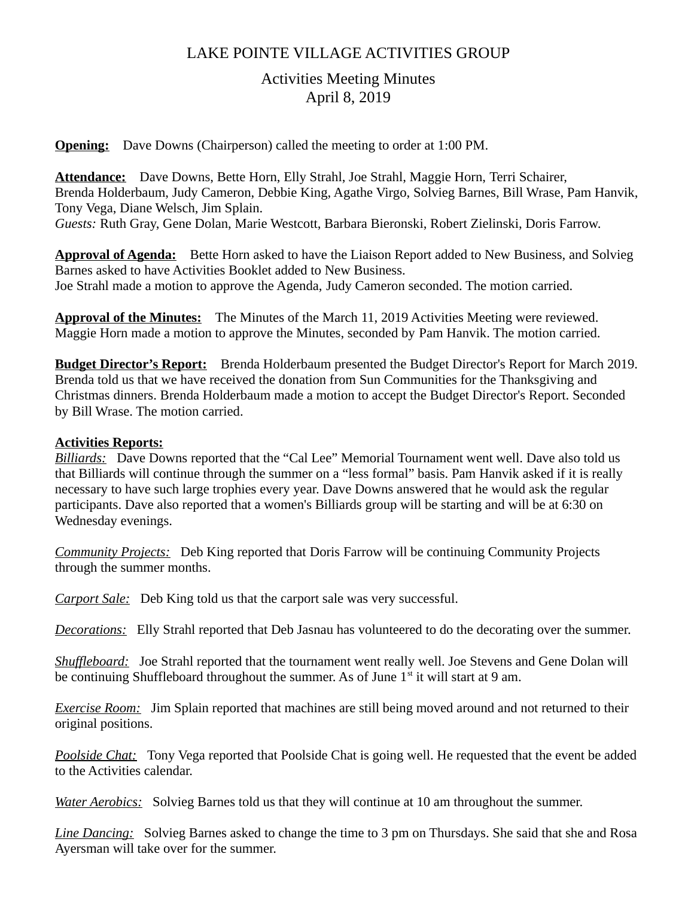# LAKE POINTE VILLAGE ACTIVITIES GROUP

## Activities Meeting Minutes
## April 8, 2019

**Opening:** Dave Downs (Chairperson) called the meeting to order at 1:00 PM.

**Attendance:** Dave Downs, Bette Horn, Elly Strahl, Joe Strahl, Maggie Horn, Terri Schairer, Brenda Holderbaum, Judy Cameron, Debbie King, Agathe Virgo, Solvieg Barnes, Bill Wrase, Pam Hanvik, Tony Vega, Diane Welsch, Jim Splain.
*Guests:* Ruth Gray, Gene Dolan, Marie Westcott, Barbara Bieronski, Robert Zielinski, Doris Farrow.

**Approval of Agenda:** Bette Horn asked to have the Liaison Report added to New Business, and Solvieg Barnes asked to have Activities Booklet added to New Business.
Joe Strahl made a motion to approve the Agenda, Judy Cameron seconded. The motion carried.

**Approval of the Minutes:** The Minutes of the March 11, 2019 Activities Meeting were reviewed. Maggie Horn made a motion to approve the Minutes, seconded by Pam Hanvik. The motion carried.

**Budget Director's Report:** Brenda Holderbaum presented the Budget Director's Report for March 2019. Brenda told us that we have received the donation from Sun Communities for the Thanksgiving and Christmas dinners. Brenda Holderbaum made a motion to accept the Budget Director's Report. Seconded by Bill Wrase. The motion carried.

**Activities Reports:**
*Billiards:* Dave Downs reported that the "Cal Lee" Memorial Tournament went well. Dave also told us that Billiards will continue through the summer on a "less formal" basis. Pam Hanvik asked if it is really necessary to have such large trophies every year. Dave Downs answered that he would ask the regular participants. Dave also reported that a women's Billiards group will be starting and will be at 6:30 on Wednesday evenings.

*Community Projects:* Deb King reported that Doris Farrow will be continuing Community Projects through the summer months.

*Carport Sale:* Deb King told us that the carport sale was very successful.

*Decorations:* Elly Strahl reported that Deb Jasnau has volunteered to do the decorating over the summer.

*Shuffleboard:* Joe Strahl reported that the tournament went really well. Joe Stevens and Gene Dolan will be continuing Shuffleboard throughout the summer. As of June 1st it will start at 9 am.

*Exercise Room:* Jim Splain reported that machines are still being moved around and not returned to their original positions.

*Poolside Chat:* Tony Vega reported that Poolside Chat is going well. He requested that the event be added to the Activities calendar.

*Water Aerobics:* Solvieg Barnes told us that they will continue at 10 am throughout the summer.

*Line Dancing:* Solvieg Barnes asked to change the time to 3 pm on Thursdays. She said that she and Rosa Ayersman will take over for the summer.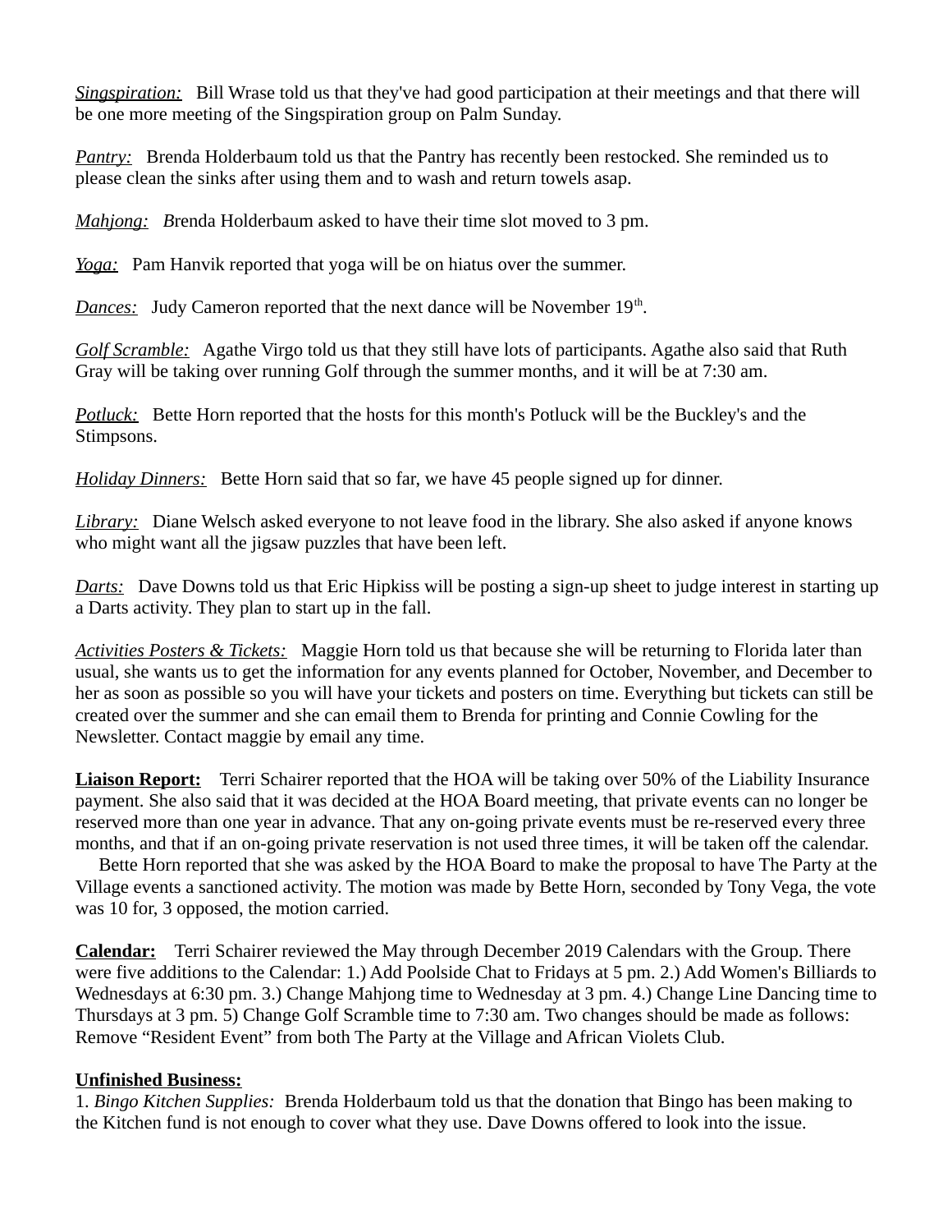*Singspiration:* Bill Wrase told us that they've had good participation at their meetings and that there will be one more meeting of the Singspiration group on Palm Sunday.

*Pantry:* Brenda Holderbaum told us that the Pantry has recently been restocked. She reminded us to please clean the sinks after using them and to wash and return towels asap.

*Mahjong:* Brenda Holderbaum asked to have their time slot moved to 3 pm.

*Yoga:* Pam Hanvik reported that yoga will be on hiatus over the summer.

*Dances:* Judy Cameron reported that the next dance will be November 19th.

*Golf Scramble:* Agathe Virgo told us that they still have lots of participants. Agathe also said that Ruth Gray will be taking over running Golf through the summer months, and it will be at 7:30 am.

*Potluck:* Bette Horn reported that the hosts for this month's Potluck will be the Buckley's and the Stimpsons.

*Holiday Dinners:* Bette Horn said that so far, we have 45 people signed up for dinner.

*Library:* Diane Welsch asked everyone to not leave food in the library. She also asked if anyone knows who might want all the jigsaw puzzles that have been left.

*Darts:* Dave Downs told us that Eric Hipkiss will be posting a sign-up sheet to judge interest in starting up a Darts activity. They plan to start up in the fall.

*Activities Posters & Tickets:* Maggie Horn told us that because she will be returning to Florida later than usual, she wants us to get the information for any events planned for October, November, and December to her as soon as possible so you will have your tickets and posters on time. Everything but tickets can still be created over the summer and she can email them to Brenda for printing and Connie Cowling for the Newsletter. Contact maggie by email any time.

**Liaison Report:** Terri Schairer reported that the HOA will be taking over 50% of the Liability Insurance payment. She also said that it was decided at the HOA Board meeting, that private events can no longer be reserved more than one year in advance. That any on-going private events must be re-reserved every three months, and that if an on-going private reservation is not used three times, it will be taken off the calendar.
Bette Horn reported that she was asked by the HOA Board to make the proposal to have The Party at the Village events a sanctioned activity. The motion was made by Bette Horn, seconded by Tony Vega, the vote was 10 for, 3 opposed, the motion carried.

**Calendar:** Terri Schairer reviewed the May through December 2019 Calendars with the Group. There were five additions to the Calendar: 1.) Add Poolside Chat to Fridays at 5 pm. 2.) Add Women's Billiards to Wednesdays at 6:30 pm. 3.) Change Mahjong time to Wednesday at 3 pm. 4.) Change Line Dancing time to Thursdays at 3 pm. 5) Change Golf Scramble time to 7:30 am. Two changes should be made as follows: Remove "Resident Event" from both The Party at the Village and African Violets Club.

**Unfinished Business:**
1. *Bingo Kitchen Supplies:* Brenda Holderbaum told us that the donation that Bingo has been making to the Kitchen fund is not enough to cover what they use. Dave Downs offered to look into the issue.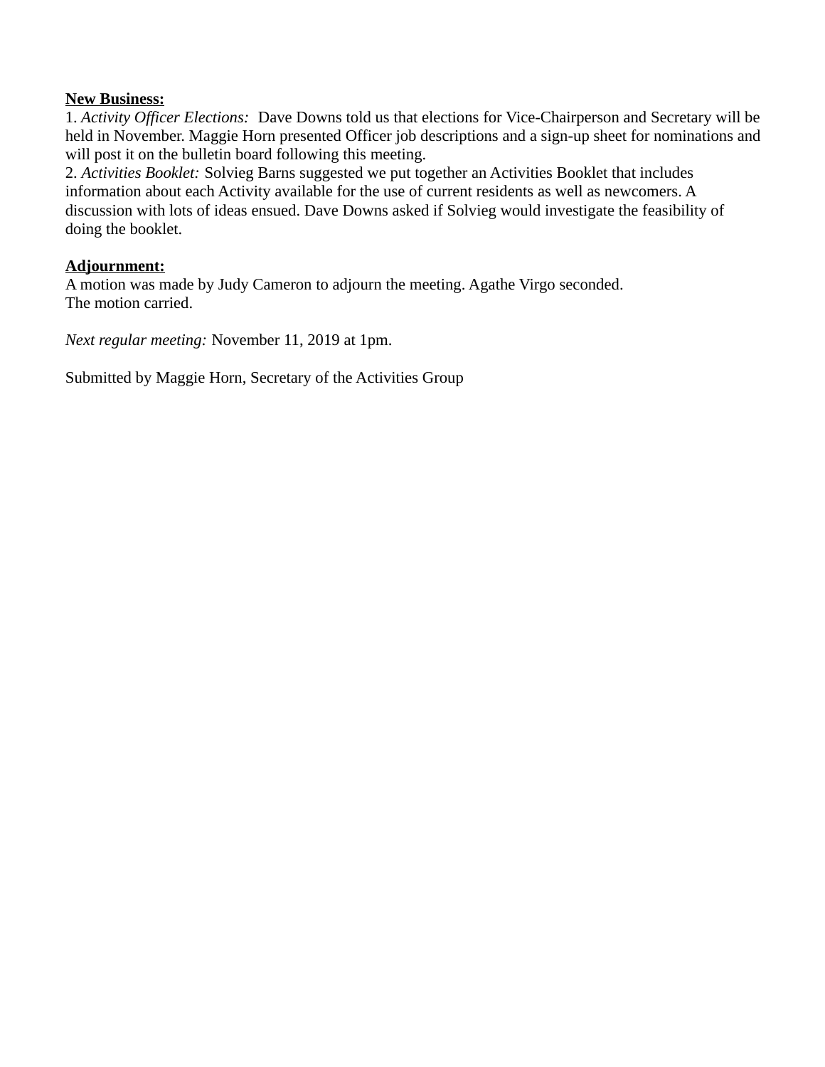**<u>New Business:</u>**

1\. *Activity Officer Elections:* Dave Downs told us that elections for Vice-Chairperson and Secretary will be held in November. Maggie Horn presented Officer job descriptions and a sign-up sheet for nominations and will post it on the bulletin board following this meeting.

2\. *Activities Booklet:* Solvieg Barns suggested we put together an Activities Booklet that includes information about each Activity available for the use of current residents as well as newcomers. A discussion with lots of ideas ensued. Dave Downs asked if Solvieg would investigate the feasibility of doing the booklet.

**<u>Adjournment:</u>**

A motion was made by Judy Cameron to adjourn the meeting. Agathe Virgo seconded.
The motion carried.

*Next regular meeting:* November 11, 2019 at 1pm.

Submitted by Maggie Horn, Secretary of the Activities Group